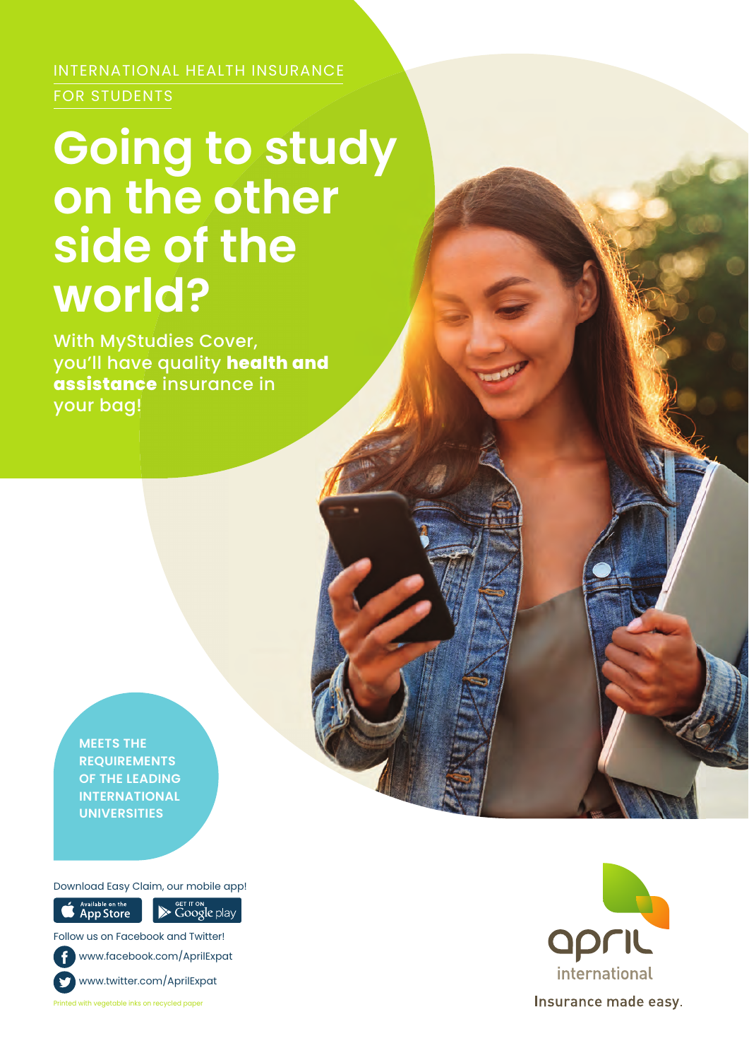INTERNATIONAL HEALTH INSURANCE

FOR STUDENTS

# Going to study on the other side of the world?

With MyStudies Cover, you'll have quality **health and assistance** insurance in your bag!

**MEETS THE REQUIREMENTS OF THE LEADING INTERNATIONAL UNIVERSITIES**

Download Easy Claim, our mobile app!

Available on the App Store

GET IT ON Google play

Follow us on Facebook and Twitter!

www.facebook.com/AprilExpat

www.twitter.com/AprilExpat

Printed with vegetable inks on recycled paper

april international

Insurance made easy.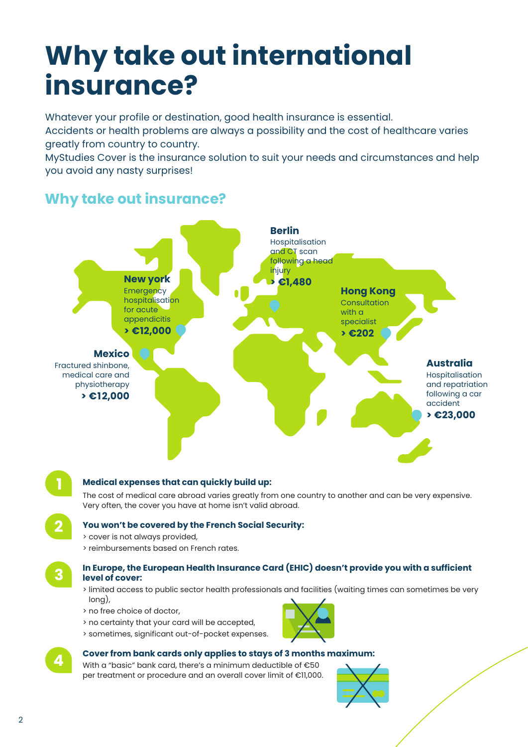# Why take out international insurance?

Whatever your profile or destination, good health insurance is essential.
Accidents or health problems are always a possibility and the cost of healthcare varies greatly from country to country.
MyStudies Cover is the insurance solution to suit your needs and circumstances and help you avoid any nasty surprises!

## Why take out insurance?

**New york**
Emergency hospitalisation for acute appendicitis
**> €12,000**

**Berlin**
Hospitalisation and CT scan following a head injury
**> €1,480**

**Hong Kong**
Consultation with a specialist
**> €202**

**Mexico**
Fractured shinbone, medical care and physiotherapy
**> €12,000**

**Australia**
Hospitalisation and repatriation following a car accident
**> €23,000**

**1 Medical expenses that can quickly build up:**
The cost of medical care abroad varies greatly from one country to another and can be very expensive. Very often, the cover you have at home isn't valid abroad.

**2 You won't be covered by the French Social Security:**
> cover is not always provided,
> reimbursements based on French rates.

**3 In Europe, the European Health Insurance Card (EHIC) doesn't provide you with a sufficient level of cover:**
> limited access to public sector health professionals and facilities (waiting times can sometimes be very long),
> no free choice of doctor,
> no certainty that your card will be accepted,
> sometimes, significant out-of-pocket expenses.

**4 Cover from bank cards only applies to stays of 3 months maximum:**
With a "basic" bank card, there's a minimum deductible of €50 per treatment or procedure and an overall cover limit of €11,000.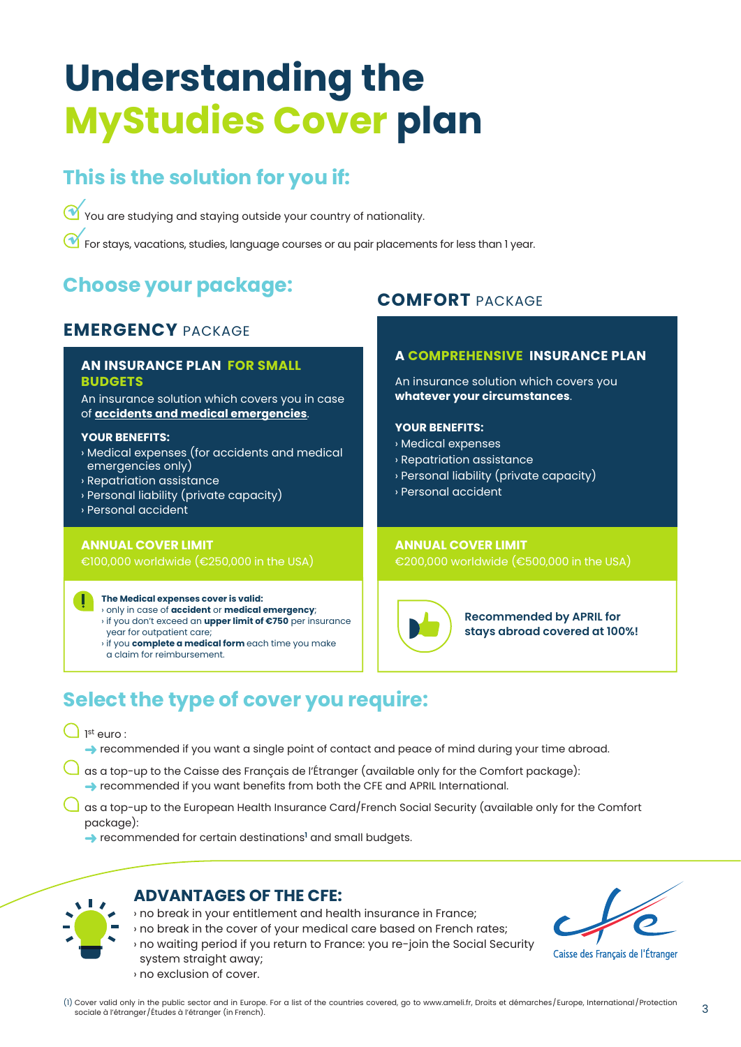# Understanding the MyStudies Cover plan

## This is the solution for you if:

- You are studying and staying outside your country of nationality.
- For stays, vacations, studies, language courses or au pair placements for less than 1 year.

## Choose your package:

### EMERGENCY PACKAGE

**AN INSURANCE PLAN FOR SMALL BUDGETS**

An insurance solution which covers you in case of **accidents and medical emergencies**.

**YOUR BENEFITS:**

› Medical expenses (for accidents and medical emergencies only)
› Repatriation assistance
› Personal liability (private capacity)
› Personal accident

**ANNUAL COVER LIMIT**

€100,000 worldwide (€250,000 in the USA)

**The Medical expenses cover is valid:**

› only in case of **accident** or **medical emergency**;
› if you don't exceed an **upper limit of €750** per insurance year for outpatient care;
› if you **complete a medical form** each time you make a claim for reimbursement.

### COMFORT PACKAGE

**A COMPREHENSIVE INSURANCE PLAN**

An insurance solution which covers you **whatever your circumstances**.

**YOUR BENEFITS:**

› Medical expenses
› Repatriation assistance
› Personal liability (private capacity)
› Personal accident

**ANNUAL COVER LIMIT**

€200,000 worldwide (€500,000 in the USA)

**Recommended by APRIL for stays abroad covered at 100%!**

## Select the type of cover you require:

- 1st euro :
  ➜ recommended if you want a single point of contact and peace of mind during your time abroad.
- as a top-up to the Caisse des Français de l'Étranger (available only for the Comfort package):
  ➜ recommended if you want benefits from both the CFE and APRIL International.
- as a top-up to the European Health Insurance Card/French Social Security (available only for the Comfort package):
  ➜ recommended for certain destinations[1] and small budgets.

### ADVANTAGES OF THE CFE:

› no break in your entitlement and health insurance in France;
› no break in the cover of your medical care based on French rates;
› no waiting period if you return to France: you re-join the Social Security system straight away;
› no exclusion of cover.

Caisse des Français de l'Étranger

(1) Cover valid only in the public sector and in Europe. For a list of the countries covered, go to www.ameli.fr, Droits et démarches/Europe, International/Protection sociale à l'étranger/Études à l'étranger (in French).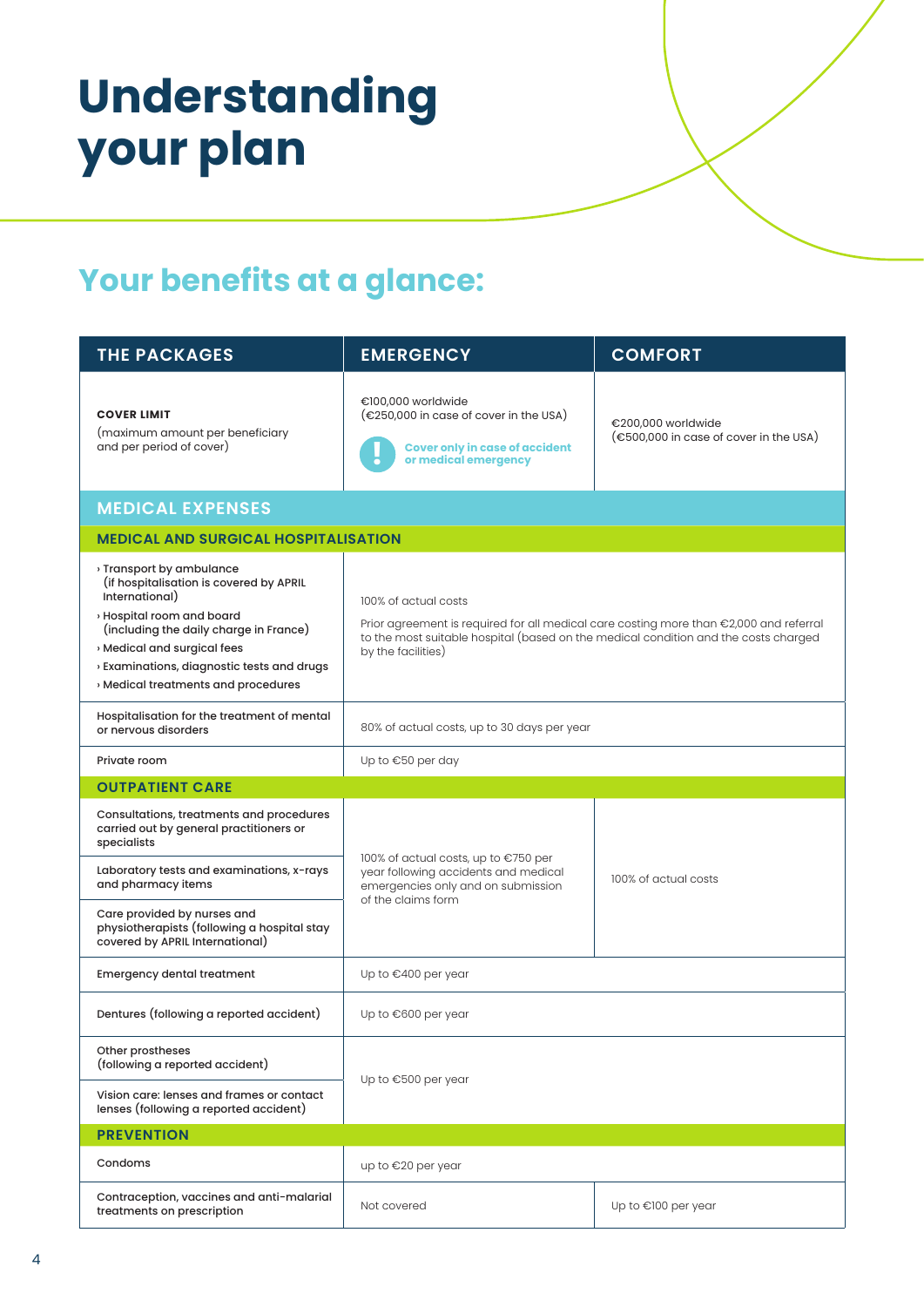# Understanding your plan

## Your benefits at a glance:

| THE PACKAGES | EMERGENCY | COMFORT |
|---|---|---|
| **COVER LIMIT** (maximum amount per beneficiary and per period of cover) | €100,000 worldwide (€250,000 in case of cover in the USA)<br>**Cover only in case of accident or medical emergency** | €200,000 worldwide (€500,000 in case of cover in the USA) |
| **MEDICAL EXPENSES** | | |
| **MEDICAL AND SURGICAL HOSPITALISATION** | | |
| › Transport by ambulance (if hospitalisation is covered by APRIL International)<br>› Hospital room and board (including the daily charge in France)<br>› Medical and surgical fees<br>› Examinations, diagnostic tests and drugs<br>› Medical treatments and procedures | 100% of actual costs<br>Prior agreement is required for all medical care costing more than €2,000 and referral to the most suitable hospital (based on the medical condition and the costs charged by the facilities) | |
| Hospitalisation for the treatment of mental or nervous disorders | 80% of actual costs, up to 30 days per year | |
| Private room | Up to €50 per day | |
| **OUTPATIENT CARE** | | |
| Consultations, treatments and procedures carried out by general practitioners or specialists | 100% of actual costs, up to €750 per year following accidents and medical emergencies only and on submission of the claims form | 100% of actual costs |
| Laboratory tests and examinations, x-rays and pharmacy items | | |
| Care provided by nurses and physiotherapists (following a hospital stay covered by APRIL International) | | |
| Emergency dental treatment | Up to €400 per year | |
| Dentures (following a reported accident) | Up to €600 per year | |
| Other prostheses (following a reported accident) | Up to €500 per year | |
| Vision care: lenses and frames or contact lenses (following a reported accident) | | |
| **PREVENTION** | | |
| Condoms | up to €20 per year | |
| Contraception, vaccines and anti-malarial treatments on prescription | Not covered | Up to €100 per year |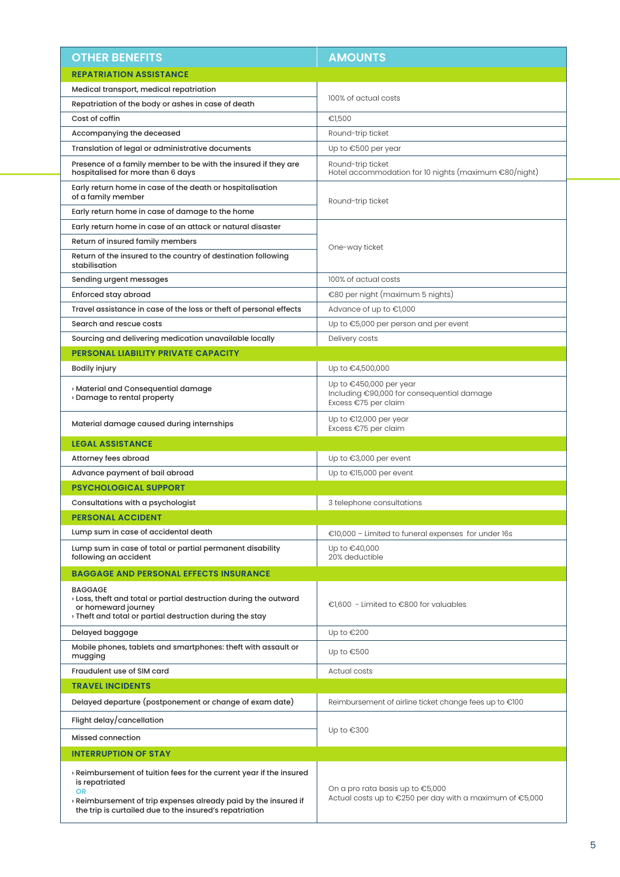| OTHER BENEFITS | AMOUNTS |
|---|---|
| **REPATRIATION ASSISTANCE** | |
| Medical transport, medical repatriation | 100% of actual costs |
| Repatriation of the body or ashes in case of death | 100% of actual costs |
| Cost of coffin | €1,500 |
| Accompanying the deceased | Round-trip ticket |
| Translation of legal or administrative documents | Up to €500 per year |
| Presence of a family member to be with the insured if they are hospitalised for more than 6 days | Round-trip ticket<br>Hotel accommodation for 10 nights (maximum €80/night) |
| Early return home in case of the death or hospitalisation of a family member | Round-trip ticket |
| Early return home in case of damage to the home | Round-trip ticket |
| Early return home in case of an attack or natural disaster | One-way ticket |
| Return of insured family members | One-way ticket |
| Return of the insured to the country of destination following stabilisation | One-way ticket |
| Sending urgent messages | 100% of actual costs |
| Enforced stay abroad | €80 per night (maximum 5 nights) |
| Travel assistance in case of the loss or theft of personal effects | Advance of up to €1,000 |
| Search and rescue costs | Up to €5,000 per person and per event |
| Sourcing and delivering medication unavailable locally | Delivery costs |
| **PERSONAL LIABILITY PRIVATE CAPACITY** | |
| Bodily injury | Up to €4,500,000 |
| › Material and Consequential damage<br>› Damage to rental property | Up to €450,000 per year<br>Including €90,000 for consequential damage<br>Excess €75 per claim |
| Material damage caused during internships | Up to €12,000 per year<br>Excess €75 per claim |
| **LEGAL ASSISTANCE** | |
| Attorney fees abroad | Up to €3,000 per event |
| Advance payment of bail abroad | Up to €15,000 per event |
| **PSYCHOLOGICAL SUPPORT** | |
| Consultations with a psychologist | 3 telephone consultations |
| **PERSONAL ACCIDENT** | |
| Lump sum in case of accidental death | €10,000 – Limited to funeral expenses for under 16s |
| Lump sum in case of total or partial permanent disability following an accident | Up to €40,000<br>20% deductible |
| **BAGGAGE AND PERSONAL EFFECTS INSURANCE** | |
| BAGGAGE<br>› Loss, theft and total or partial destruction during the outward or homeward journey<br>› Theft and total or partial destruction during the stay | €1,600 - Limited to €800 for valuables |
| Delayed baggage | Up to €200 |
| Mobile phones, tablets and smartphones: theft with assault or mugging | Up to €500 |
| Fraudulent use of SIM card | Actual costs |
| **TRAVEL INCIDENTS** | |
| Delayed departure (postponement or change of exam date) | Reimbursement of airline ticket change fees up to €100 |
| Flight delay/cancellation | Up to €300 |
| Missed connection | Up to €300 |
| **INTERRUPTION OF STAY** | |
| › Reimbursement of tuition fees for the current year if the insured is repatriated<br>OR<br>› Reimbursement of trip expenses already paid by the insured if the trip is curtailed due to the insured's repatriation | On a pro rata basis up to €5,000<br>Actual costs up to €250 per day with a maximum of €5,000 |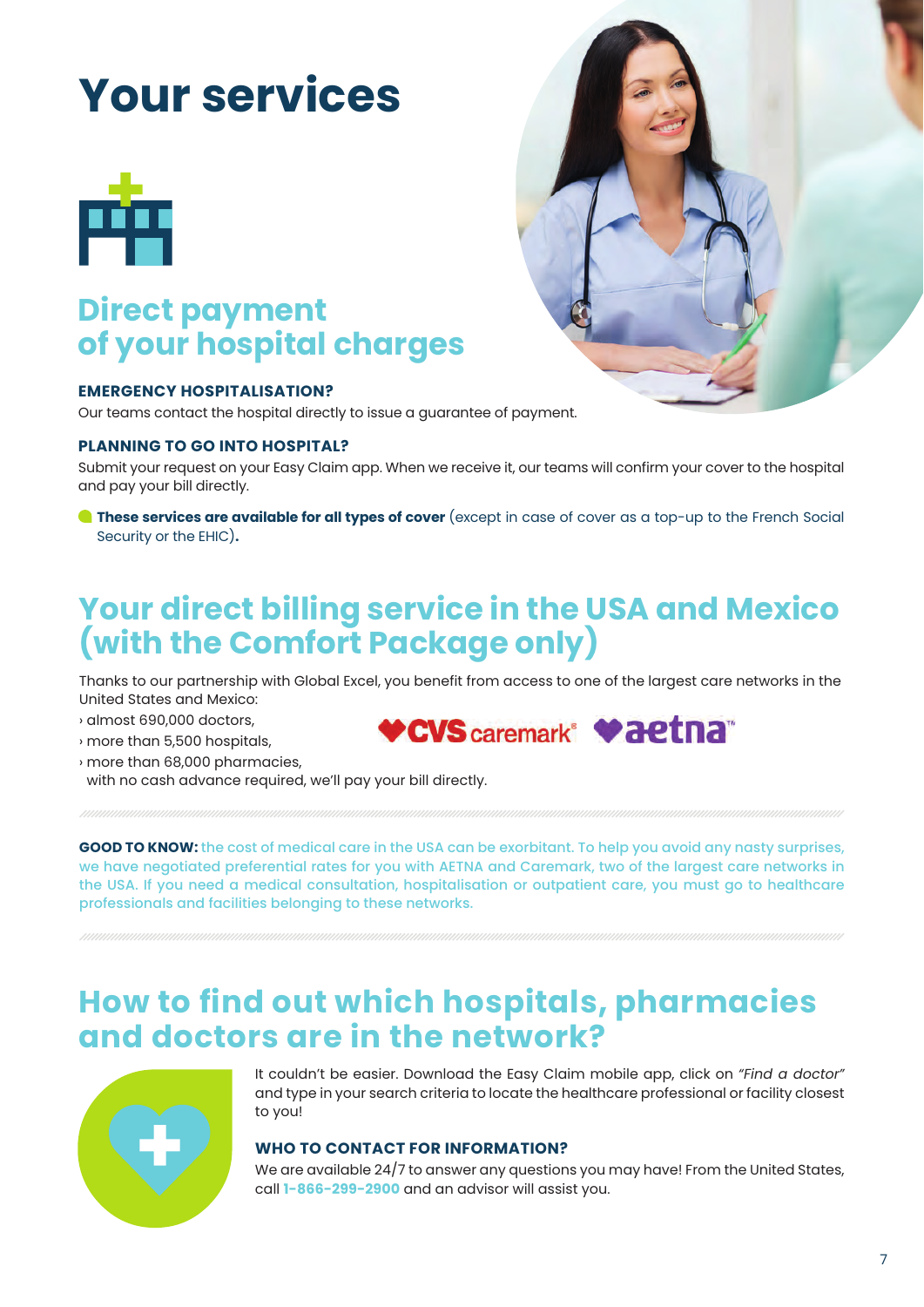# Your services

## Direct payment of your hospital charges

**EMERGENCY HOSPITALISATION?**

Our teams contact the hospital directly to issue a guarantee of payment.

**PLANNING TO GO INTO HOSPITAL?**

Submit your request on your Easy Claim app. When we receive it, our teams will confirm your cover to the hospital and pay your bill directly.

- **These services are available for all types of cover** (except in case of cover as a top-up to the French Social Security or the EHIC).

## Your direct billing service in the USA and Mexico (with the Comfort Package only)

Thanks to our partnership with Global Excel, you benefit from access to one of the largest care networks in the United States and Mexico:

› almost 690,000 doctors,
› more than 5,500 hospitals,
› more than 68,000 pharmacies,
with no cash advance required, we'll pay your bill directly.

**GOOD TO KNOW:** the cost of medical care in the USA can be exorbitant. To help you avoid any nasty surprises, we have negotiated preferential rates for you with AETNA and Caremark, two of the largest care networks in the USA. If you need a medical consultation, hospitalisation or outpatient care, you must go to healthcare professionals and facilities belonging to these networks.

## How to find out which hospitals, pharmacies and doctors are in the network?

It couldn't be easier. Download the Easy Claim mobile app, click on *"Find a doctor"* and type in your search criteria to locate the healthcare professional or facility closest to you!

**WHO TO CONTACT FOR INFORMATION?**

We are available 24/7 to answer any questions you may have! From the United States, call **1-866-299-2900** and an advisor will assist you.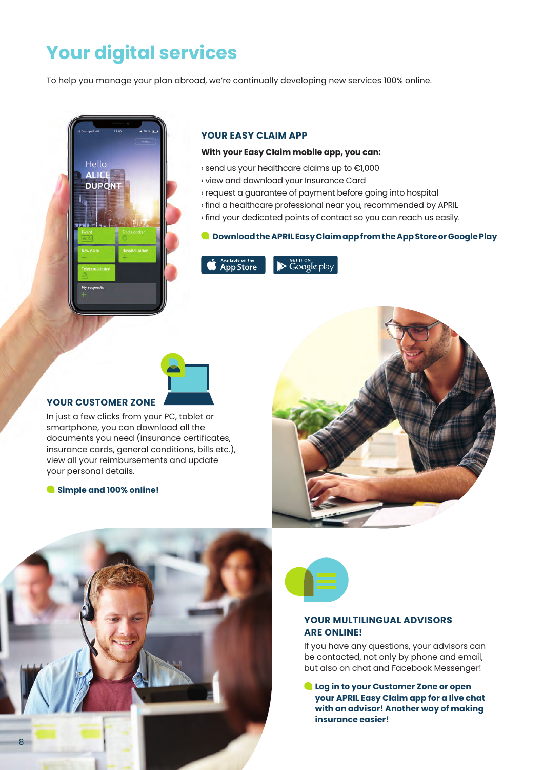# Your digital services

To help you manage your plan abroad, we're continually developing new services 100% online.

## YOUR EASY CLAIM APP

**With your Easy Claim mobile app, you can:**

› send us your healthcare claims up to €1,000
› view and download your Insurance Card
› request a guarantee of payment before going into hospital
› find a healthcare professional near you, recommended by APRIL
› find your dedicated points of contact so you can reach us easily.

**Download the APRIL Easy Claim app from the App Store or Google Play**

## YOUR CUSTOMER ZONE

In just a few clicks from your PC, tablet or smartphone, you can download all the documents you need (insurance certificates, insurance cards, general conditions, bills etc.), view all your reimbursements and update your personal details.

**Simple and 100% online!**

## YOUR MULTILINGUAL ADVISORS ARE ONLINE!

If you have any questions, your advisors can be contacted, not only by phone and email, but also on chat and Facebook Messenger!

**Log in to your Customer Zone or open your APRIL Easy Claim app for a live chat with an advisor! Another way of making insurance easier!**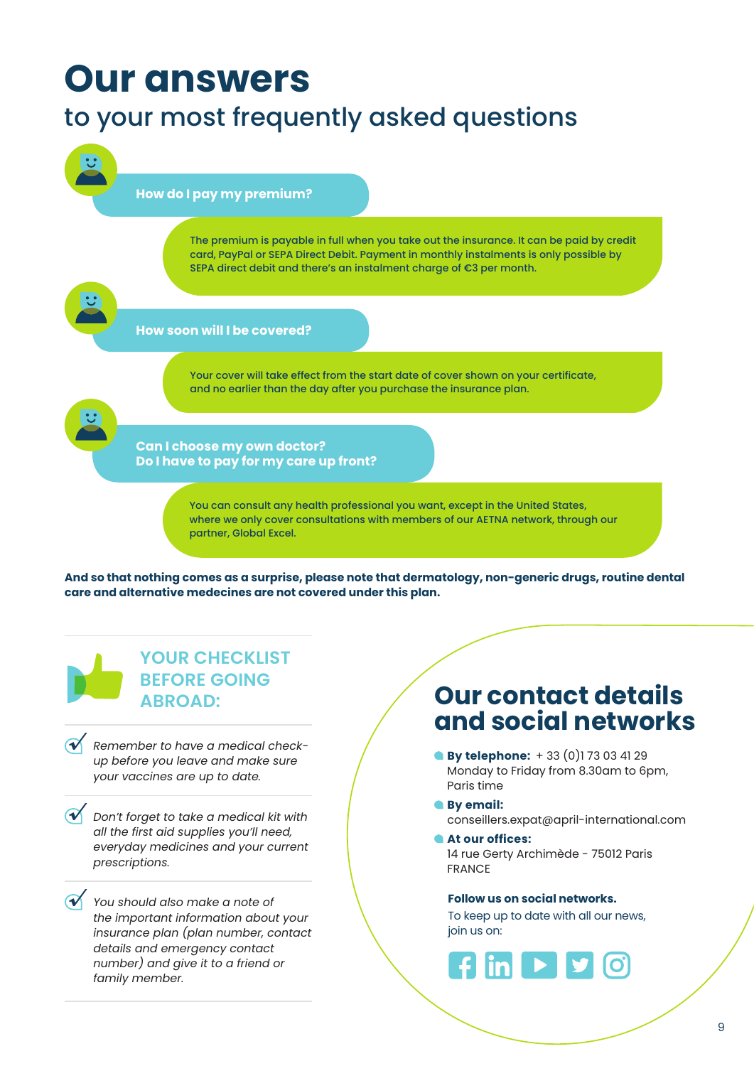# Our answers

## to your most frequently asked questions

**How do I pay my premium?**

The premium is payable in full when you take out the insurance. It can be paid by credit card, PayPal or SEPA Direct Debit. Payment in monthly instalments is only possible by SEPA direct debit and there's an instalment charge of €3 per month.

**How soon will I be covered?**

Your cover will take effect from the start date of cover shown on your certificate, and no earlier than the day after you purchase the insurance plan.

**Can I choose my own doctor?**
**Do I have to pay for my care up front?**

You can consult any health professional you want, except in the United States, where we only cover consultations with members of our AETNA network, through our partner, Global Excel.

**And so that nothing comes as a surprise, please note that dermatology, non-generic drugs, routine dental care and alternative medecines are not covered under this plan.**

### YOUR CHECKLIST BEFORE GOING ABROAD:

- *Remember to have a medical check-up before you leave and make sure your vaccines are up to date.*
- *Don't forget to take a medical kit with all the first aid supplies you'll need, everyday medicines and your current prescriptions.*
- *You should also make a note of the important information about your insurance plan (plan number, contact details and emergency contact number) and give it to a friend or family member.*

## Our contact details and social networks

- **By telephone:** + 33 (0)1 73 03 41 29
  Monday to Friday from 8.30am to 6pm, Paris time
- **By email:**
  conseillers.expat@april-international.com
- **At our offices:**
  14 rue Gerty Archimède - 75012 Paris
  FRANCE

**Follow us on social networks.**

To keep up to date with all our news, join us on: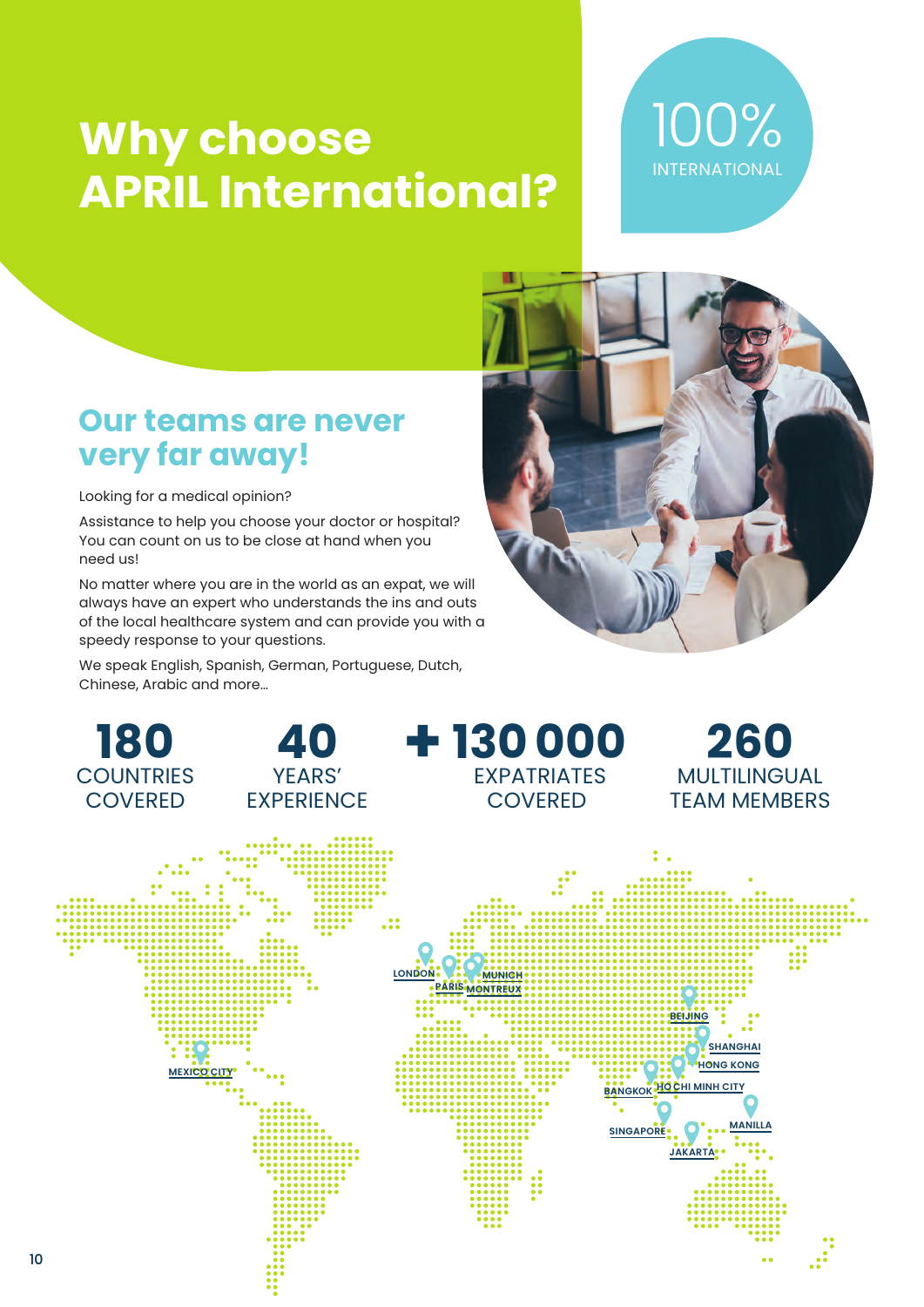# Why choose APRIL International?

100% INTERNATIONAL

## Our teams are never very far away!

Looking for a medical opinion?

Assistance to help you choose your doctor or hospital? You can count on us to be close at hand when you need us!

No matter where you are in the world as an expat, we will always have an expert who understands the ins and outs of the local healthcare system and can provide you with a speedy response to your questions.

We speak English, Spanish, German, Portuguese, Dutch, Chinese, Arabic and more...

**180** COUNTRIES COVERED

**40** YEARS' EXPERIENCE

**+ 130 000** EXPATRIATES COVERED

**260** MULTILINGUAL TEAM MEMBERS

LONDON, PARIS, MUNICH, MONTREUX, MEXICO CITY, BEIJING, SHANGHAI, HONG KONG, BANGKOK, HO CHI MINH CITY, MANILLA, SINGAPORE, JAKARTA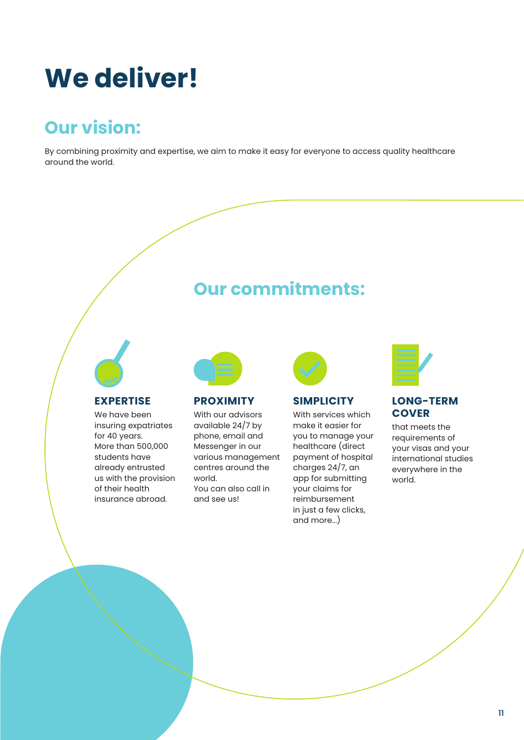# We deliver!

## Our vision:

By combining proximity and expertise, we aim to make it easy for everyone to access quality healthcare around the world.

## Our commitments:

### EXPERTISE

We have been insuring expatriates for 40 years. More than 500,000 students have already entrusted us with the provision of their health insurance abroad.

### PROXIMITY

With our advisors available 24/7 by phone, email and Messenger in our various management centres around the world.
You can also call in and see us!

### SIMPLICITY

With services which make it easier for you to manage your healthcare (direct payment of hospital charges 24/7, an app for submitting your claims for reimbursement in just a few clicks, and more...)

### LONG-TERM COVER

that meets the requirements of your visas and your international studies everywhere in the world.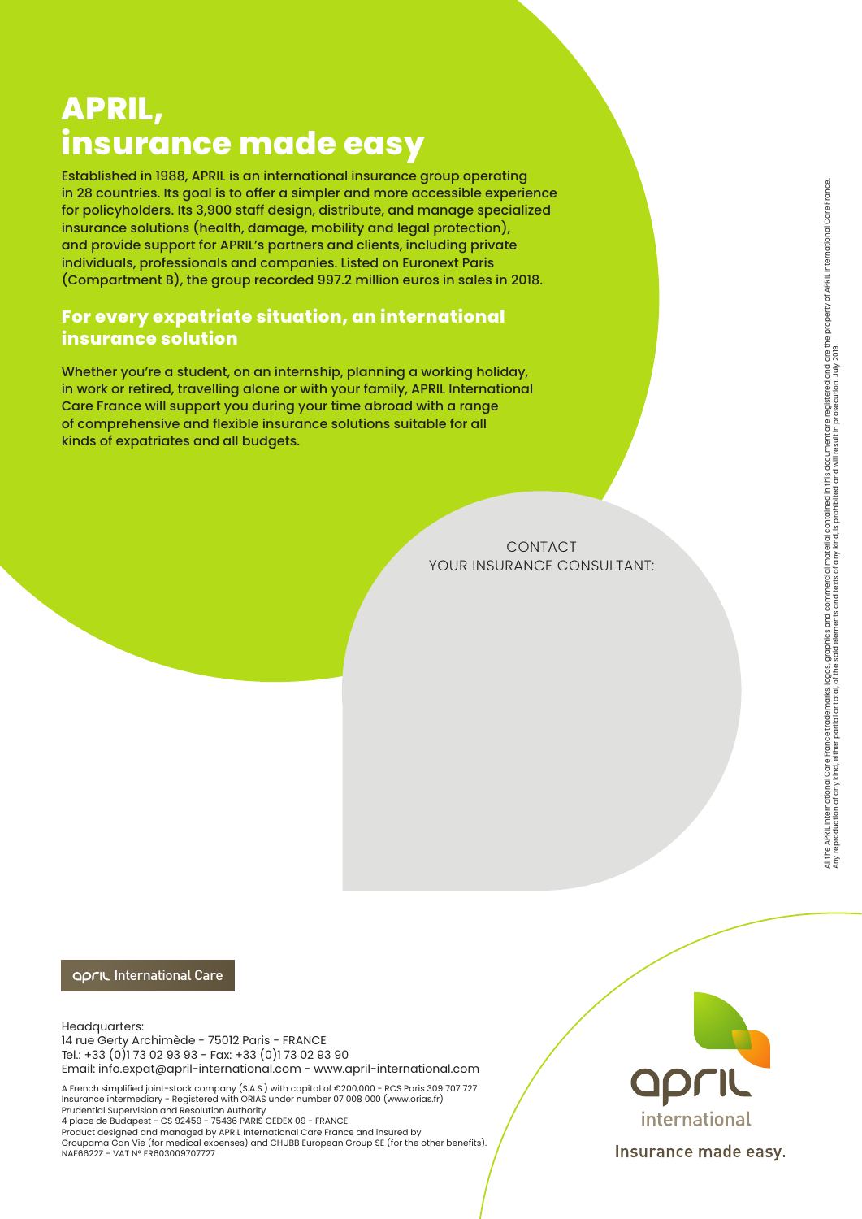# APRIL, insurance made easy

Established in 1988, APRIL is an international insurance group operating in 28 countries. Its goal is to offer a simpler and more accessible experience for policyholders. Its 3,900 staff design, distribute, and manage specialized insurance solutions (health, damage, mobility and legal protection), and provide support for APRIL's partners and clients, including private individuals, professionals and companies. Listed on Euronext Paris (Compartment B), the group recorded 997.2 million euros in sales in 2018.

## For every expatriate situation, an international insurance solution

Whether you're a student, on an internship, planning a working holiday, in work or retired, travelling alone or with your family, APRIL International Care France will support you during your time abroad with a range of comprehensive and flexible insurance solutions suitable for all kinds of expatriates and all budgets.

CONTACT
YOUR INSURANCE CONSULTANT:

All the APRIL International Care France trademarks, logos, graphics and commercial material contained in this document are registered and are the property of APRIL International Care France. Any reproduction of any kind, either partial or total, of the said elements and texts of any kind, is prohibited and will result in prosecution. July 2019.

april International Care

Headquarters:
14 rue Gerty Archimède - 75012 Paris - FRANCE
Tel.: +33 (0)1 73 02 93 93 - Fax: +33 (0)1 73 02 93 90
Email: info.expat@april-international.com - www.april-international.com

A French simplified joint-stock company (S.A.S.) with capital of €200,000 - RCS Paris 309 707 727
Insurance intermediary - Registered with ORIAS under number 07 008 000 (www.orias.fr)
Prudential Supervision and Resolution Authority
4 place de Budapest - CS 92459 - 75436 PARIS CEDEX 09 - FRANCE
Product designed and managed by APRIL International Care France and insured by
Groupama Gan Vie (for medical expenses) and CHUBB European Group SE (for the other benefits).
NAF6622Z - VAT Nº FR603009707727

april international
Insurance made easy.